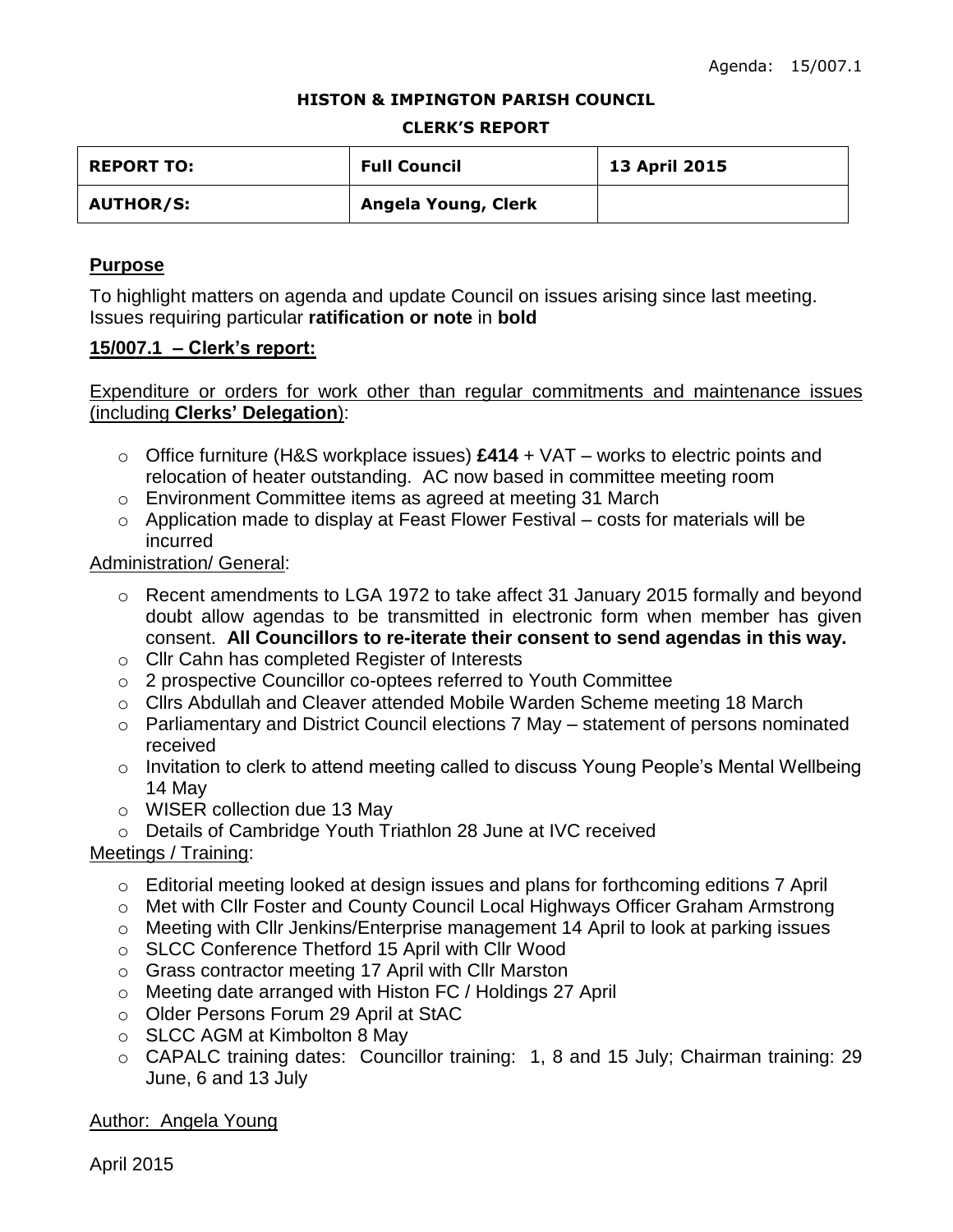Agenda: 15/007.1

**HISTON & IMPINGTON PARISH COUNCIL**

**CLERK'S REPORT**

| | | |
|---|---|---|
| **REPORT TO:** | **Full Council** | **13 April 2015** |
| **AUTHOR/S:** | **Angela Young, Clerk** | |

## Purpose

To highlight matters on agenda and update Council on issues arising since last meeting. Issues requiring particular **ratification or note** in **bold**

## 15/007.1 – Clerk's report:

Expenditure or orders for work other than regular commitments and maintenance issues (including **Clerks' Delegation**):

- Office furniture (H&S workplace issues) **£414** + VAT – works to electric points and relocation of heater outstanding. AC now based in committee meeting room
- Environment Committee items as agreed at meeting 31 March
- Application made to display at Feast Flower Festival – costs for materials will be incurred

Administration/ General:

- Recent amendments to LGA 1972 to take affect 31 January 2015 formally and beyond doubt allow agendas to be transmitted in electronic form when member has given consent. **All Councillors to re-iterate their consent to send agendas in this way.**
- Cllr Cahn has completed Register of Interests
- 2 prospective Councillor co-optees referred to Youth Committee
- Cllrs Abdullah and Cleaver attended Mobile Warden Scheme meeting 18 March
- Parliamentary and District Council elections 7 May – statement of persons nominated received
- Invitation to clerk to attend meeting called to discuss Young People's Mental Wellbeing 14 May
- WISER collection due 13 May
- Details of Cambridge Youth Triathlon 28 June at IVC received

Meetings / Training:

- Editorial meeting looked at design issues and plans for forthcoming editions 7 April
- Met with Cllr Foster and County Council Local Highways Officer Graham Armstrong
- Meeting with Cllr Jenkins/Enterprise management 14 April to look at parking issues
- SLCC Conference Thetford 15 April with Cllr Wood
- Grass contractor meeting 17 April with Cllr Marston
- Meeting date arranged with Histon FC / Holdings 27 April
- Older Persons Forum 29 April at StAC
- SLCC AGM at Kimbolton 8 May
- CAPALC training dates: Councillor training: 1, 8 and 15 July; Chairman training: 29 June, 6 and 13 July

Author: Angela Young

April 2015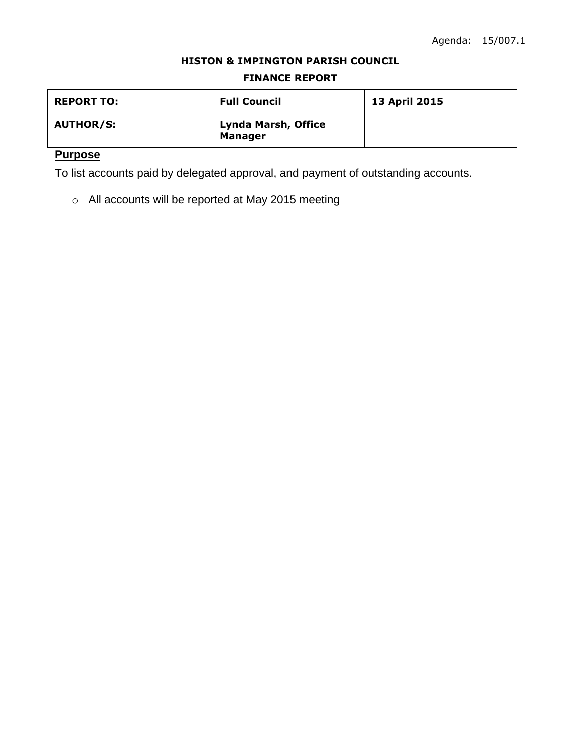Agenda: 15/007.1

**HISTON & IMPINGTON PARISH COUNCIL**

**FINANCE REPORT**

| | | |
|---|---|---|
| **REPORT TO:** | **Full Council** | **13 April 2015** |
| **AUTHOR/S:** | **Lynda Marsh, Office Manager** | |

**Purpose**

To list accounts paid by delegated approval, and payment of outstanding accounts.

- All accounts will be reported at May 2015 meeting